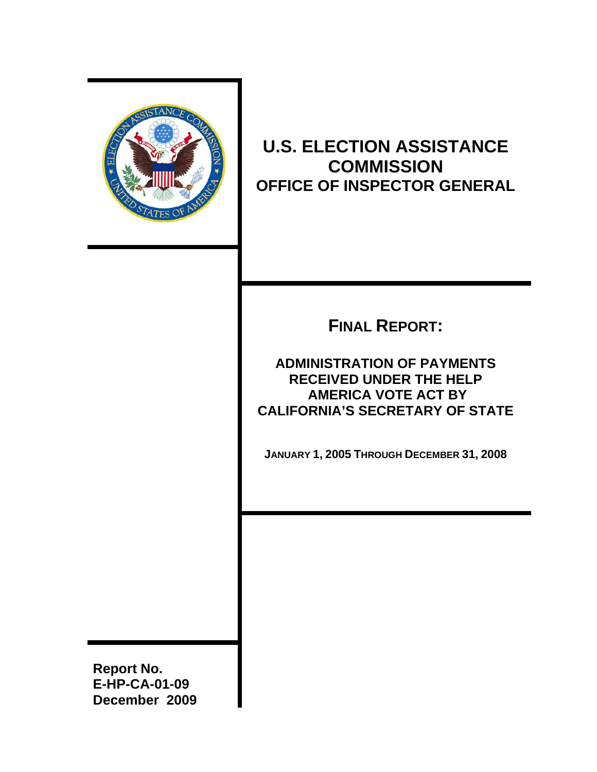# U.S. ELECTION ASSISTANCE COMMISSION
## OFFICE OF INSPECTOR GENERAL

## FINAL REPORT:

### ADMINISTRATION OF PAYMENTS RECEIVED UNDER THE HELP AMERICA VOTE ACT BY CALIFORNIA'S SECRETARY OF STATE

**JANUARY 1, 2005 THROUGH DECEMBER 31, 2008**

**Report No.**
**E-HP-CA-01-09**
**December 2009**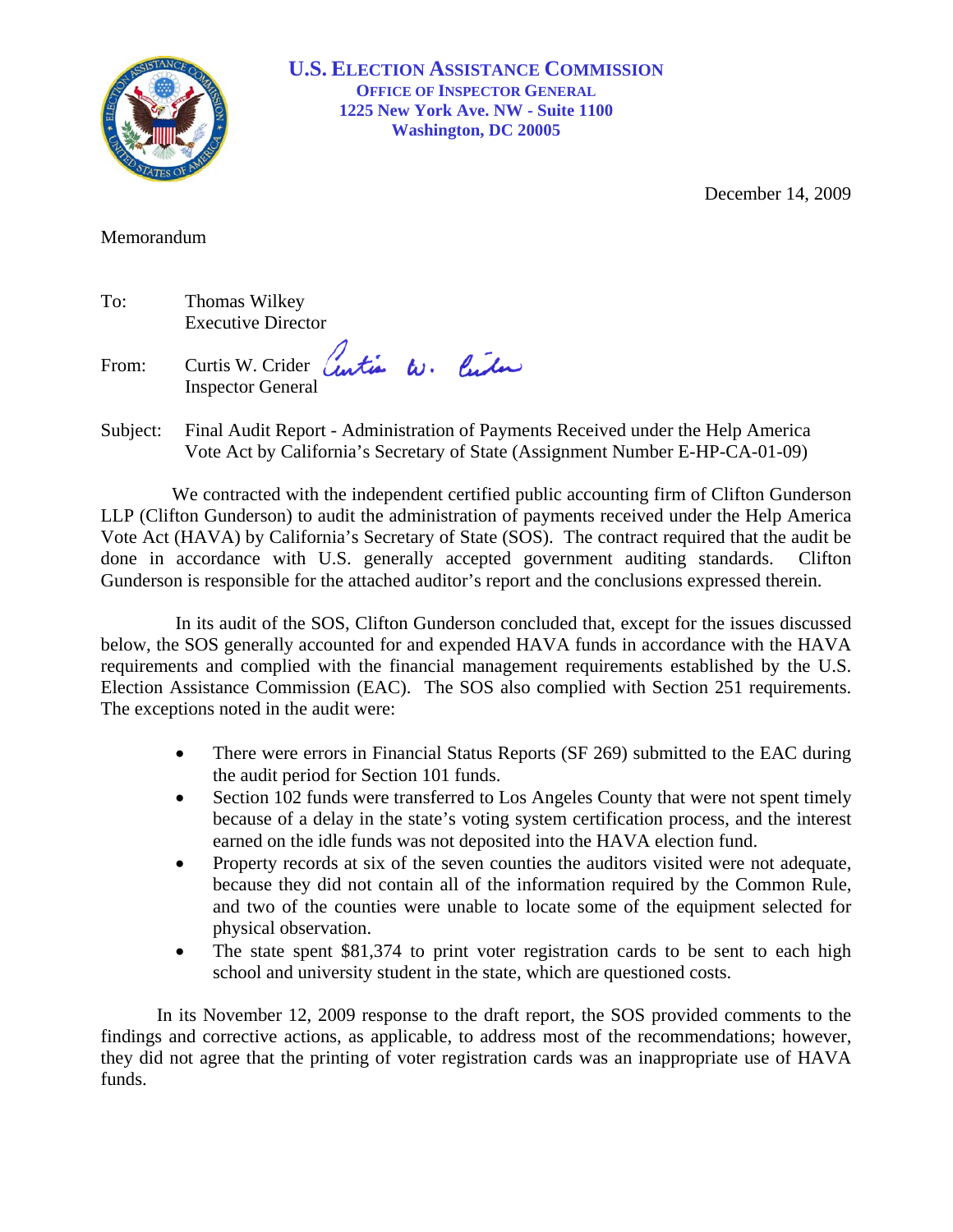# U.S. Election Assistance Commission
## Office of Inspector General
1225 New York Ave. NW - Suite 1100
Washington, DC 20005

December 14, 2009

Memorandum

To: Thomas Wilkey
Executive Director

From: Curtis W. Crider
Inspector General

Subject: Final Audit Report - Administration of Payments Received under the Help America Vote Act by California's Secretary of State (Assignment Number E-HP-CA-01-09)

We contracted with the independent certified public accounting firm of Clifton Gunderson LLP (Clifton Gunderson) to audit the administration of payments received under the Help America Vote Act (HAVA) by California's Secretary of State (SOS). The contract required that the audit be done in accordance with U.S. generally accepted government auditing standards. Clifton Gunderson is responsible for the attached auditor's report and the conclusions expressed therein.

In its audit of the SOS, Clifton Gunderson concluded that, except for the issues discussed below, the SOS generally accounted for and expended HAVA funds in accordance with the HAVA requirements and complied with the financial management requirements established by the U.S. Election Assistance Commission (EAC). The SOS also complied with Section 251 requirements. The exceptions noted in the audit were:

- There were errors in Financial Status Reports (SF 269) submitted to the EAC during the audit period for Section 101 funds.
- Section 102 funds were transferred to Los Angeles County that were not spent timely because of a delay in the state's voting system certification process, and the interest earned on the idle funds was not deposited into the HAVA election fund.
- Property records at six of the seven counties the auditors visited were not adequate, because they did not contain all of the information required by the Common Rule, and two of the counties were unable to locate some of the equipment selected for physical observation.
- The state spent $81,374 to print voter registration cards to be sent to each high school and university student in the state, which are questioned costs.

In its November 12, 2009 response to the draft report, the SOS provided comments to the findings and corrective actions, as applicable, to address most of the recommendations; however, they did not agree that the printing of voter registration cards was an inappropriate use of HAVA funds.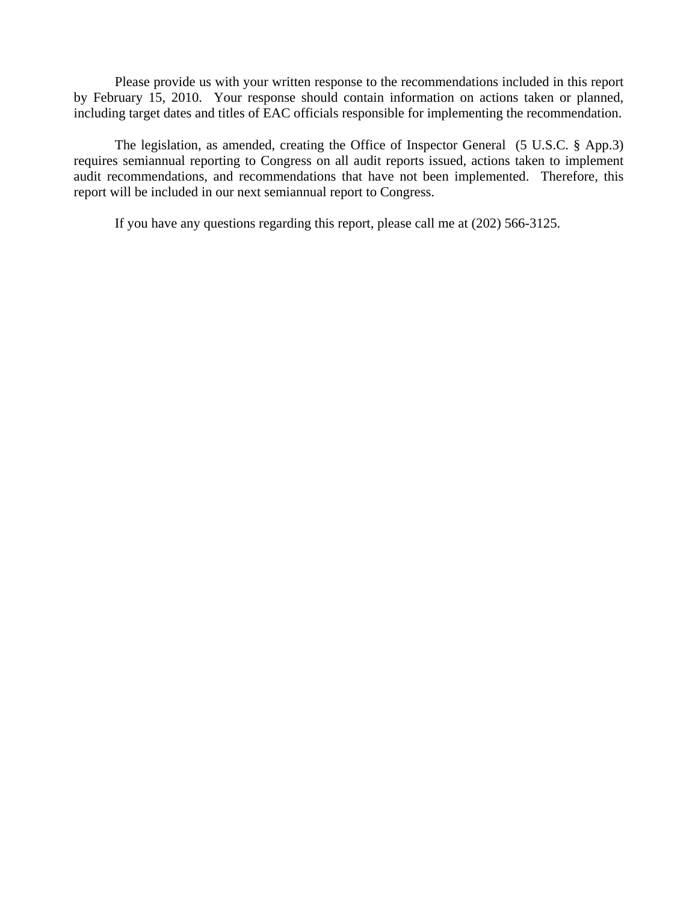Please provide us with your written response to the recommendations included in this report by February 15, 2010. Your response should contain information on actions taken or planned, including target dates and titles of EAC officials responsible for implementing the recommendation.

The legislation, as amended, creating the Office of Inspector General (5 U.S.C. § App.3) requires semiannual reporting to Congress on all audit reports issued, actions taken to implement audit recommendations, and recommendations that have not been implemented. Therefore, this report will be included in our next semiannual report to Congress.

If you have any questions regarding this report, please call me at (202) 566-3125.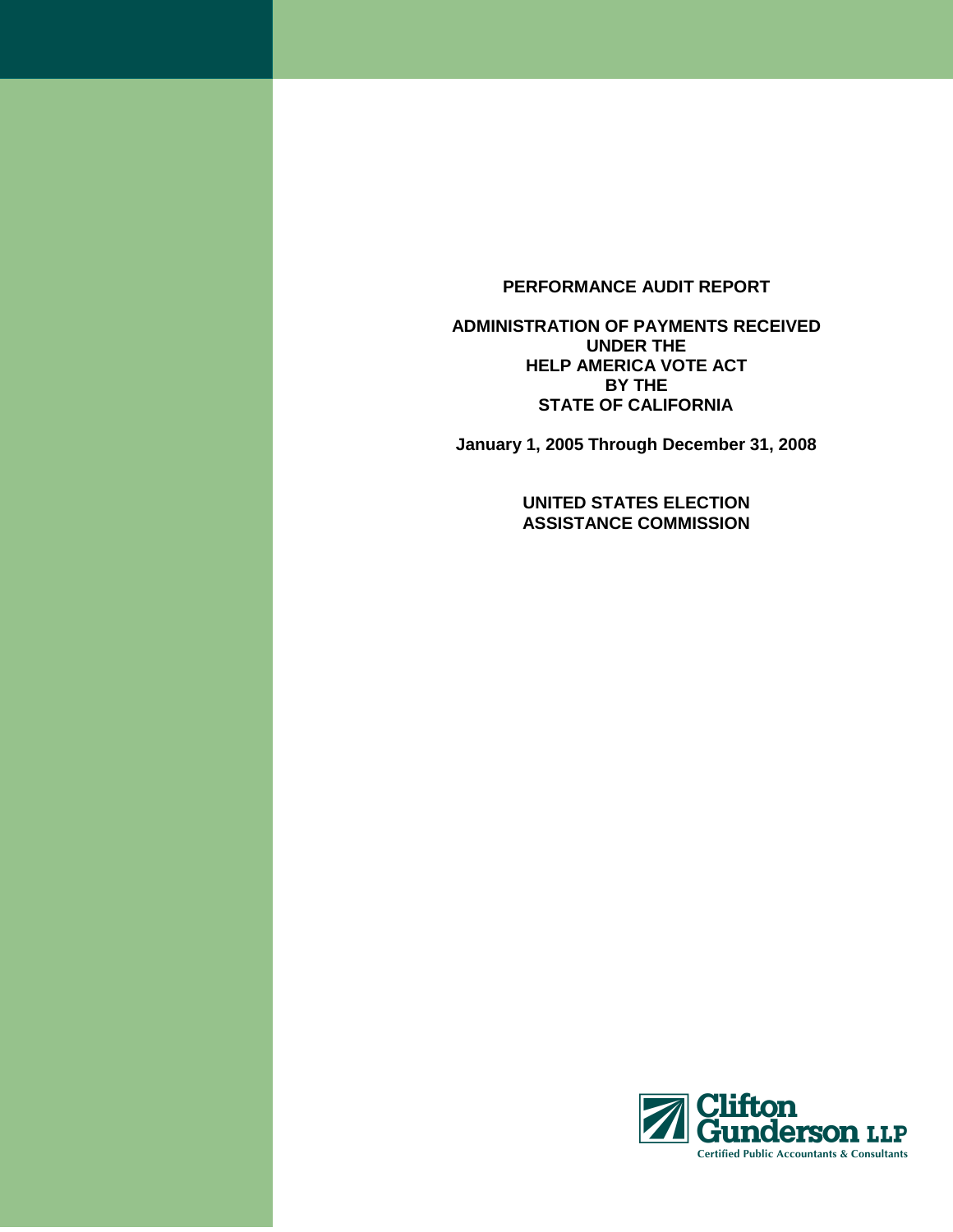**PERFORMANCE AUDIT REPORT**

**ADMINISTRATION OF PAYMENTS RECEIVED UNDER THE HELP AMERICA VOTE ACT BY THE STATE OF CALIFORNIA**

**January 1, 2005 Through December 31, 2008**

**UNITED STATES ELECTION ASSISTANCE COMMISSION**

Clifton Gunderson LLP
Certified Public Accountants & Consultants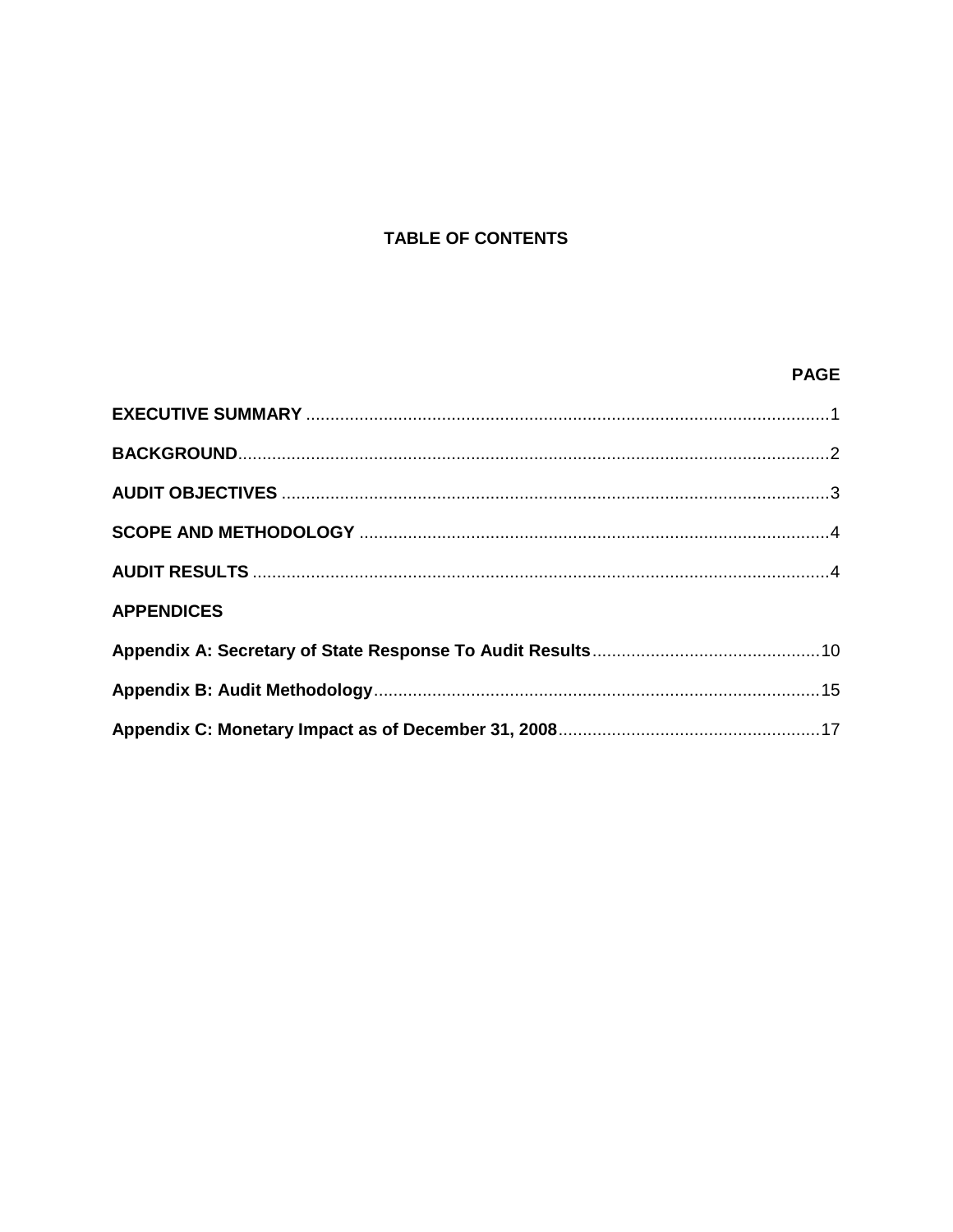# TABLE OF CONTENTS

| | PAGE |
| --- | --- |
| **EXECUTIVE SUMMARY** | 1 |
| **BACKGROUND** | 2 |
| **AUDIT OBJECTIVES** | 3 |
| **SCOPE AND METHODOLOGY** | 4 |
| **AUDIT RESULTS** | 4 |
| **APPENDICES** | |
| **Appendix A: Secretary of State Response To Audit Results** | 10 |
| **Appendix B: Audit Methodology** | 15 |
| **Appendix C: Monetary Impact as of December 31, 2008** | 17 |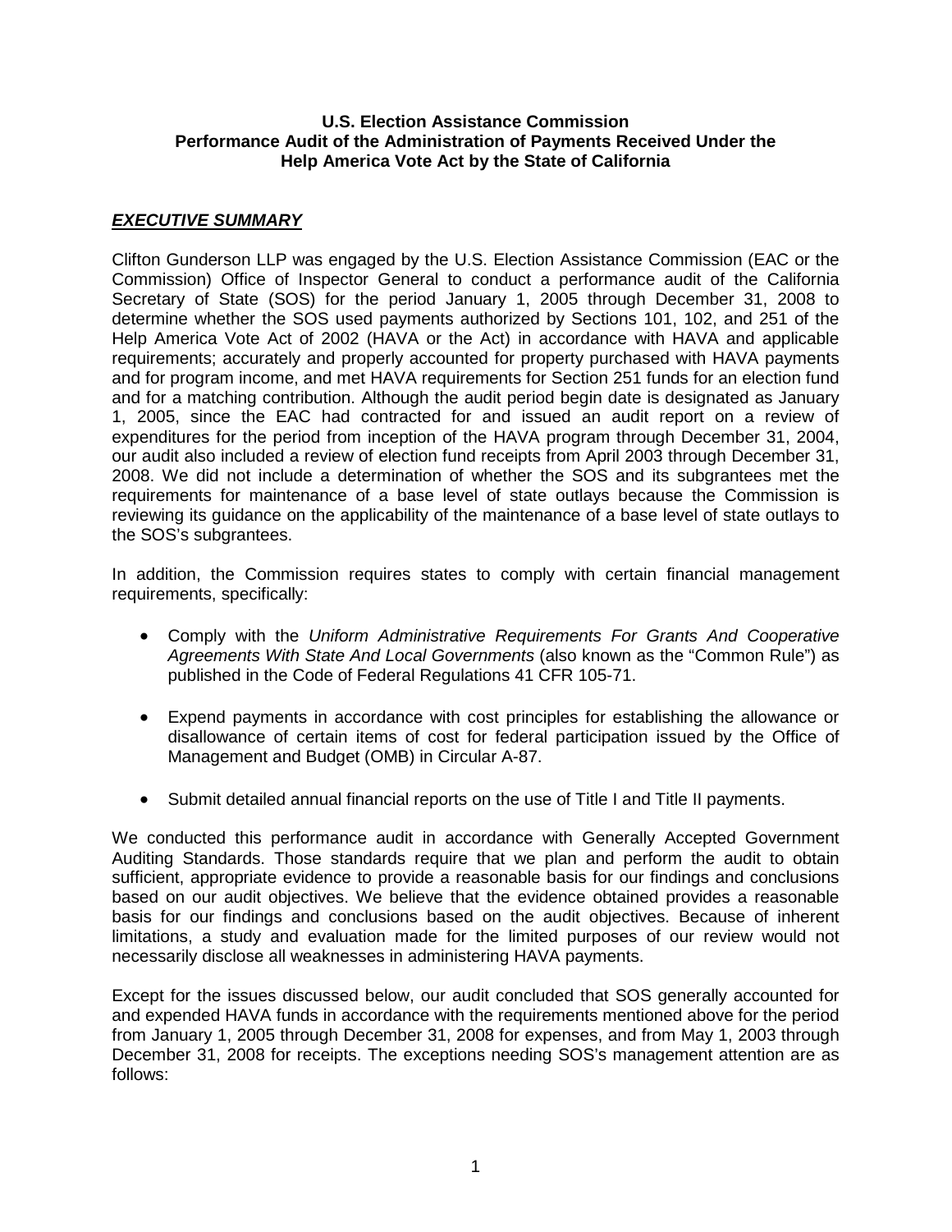**U.S. Election Assistance Commission**
**Performance Audit of the Administration of Payments Received Under the Help America Vote Act by the State of California**

## ***EXECUTIVE SUMMARY***

Clifton Gunderson LLP was engaged by the U.S. Election Assistance Commission (EAC or the Commission) Office of Inspector General to conduct a performance audit of the California Secretary of State (SOS) for the period January 1, 2005 through December 31, 2008 to determine whether the SOS used payments authorized by Sections 101, 102, and 251 of the Help America Vote Act of 2002 (HAVA or the Act) in accordance with HAVA and applicable requirements; accurately and properly accounted for property purchased with HAVA payments and for program income, and met HAVA requirements for Section 251 funds for an election fund and for a matching contribution. Although the audit period begin date is designated as January 1, 2005, since the EAC had contracted for and issued an audit report on a review of expenditures for the period from inception of the HAVA program through December 31, 2004, our audit also included a review of election fund receipts from April 2003 through December 31, 2008. We did not include a determination of whether the SOS and its subgrantees met the requirements for maintenance of a base level of state outlays because the Commission is reviewing its guidance on the applicability of the maintenance of a base level of state outlays to the SOS's subgrantees.

In addition, the Commission requires states to comply with certain financial management requirements, specifically:

- Comply with the *Uniform Administrative Requirements For Grants And Cooperative Agreements With State And Local Governments* (also known as the "Common Rule") as published in the Code of Federal Regulations 41 CFR 105-71.

- Expend payments in accordance with cost principles for establishing the allowance or disallowance of certain items of cost for federal participation issued by the Office of Management and Budget (OMB) in Circular A-87.

- Submit detailed annual financial reports on the use of Title I and Title II payments.

We conducted this performance audit in accordance with Generally Accepted Government Auditing Standards. Those standards require that we plan and perform the audit to obtain sufficient, appropriate evidence to provide a reasonable basis for our findings and conclusions based on our audit objectives. We believe that the evidence obtained provides a reasonable basis for our findings and conclusions based on the audit objectives. Because of inherent limitations, a study and evaluation made for the limited purposes of our review would not necessarily disclose all weaknesses in administering HAVA payments.

Except for the issues discussed below, our audit concluded that SOS generally accounted for and expended HAVA funds in accordance with the requirements mentioned above for the period from January 1, 2005 through December 31, 2008 for expenses, and from May 1, 2003 through December 31, 2008 for receipts. The exceptions needing SOS's management attention are as follows: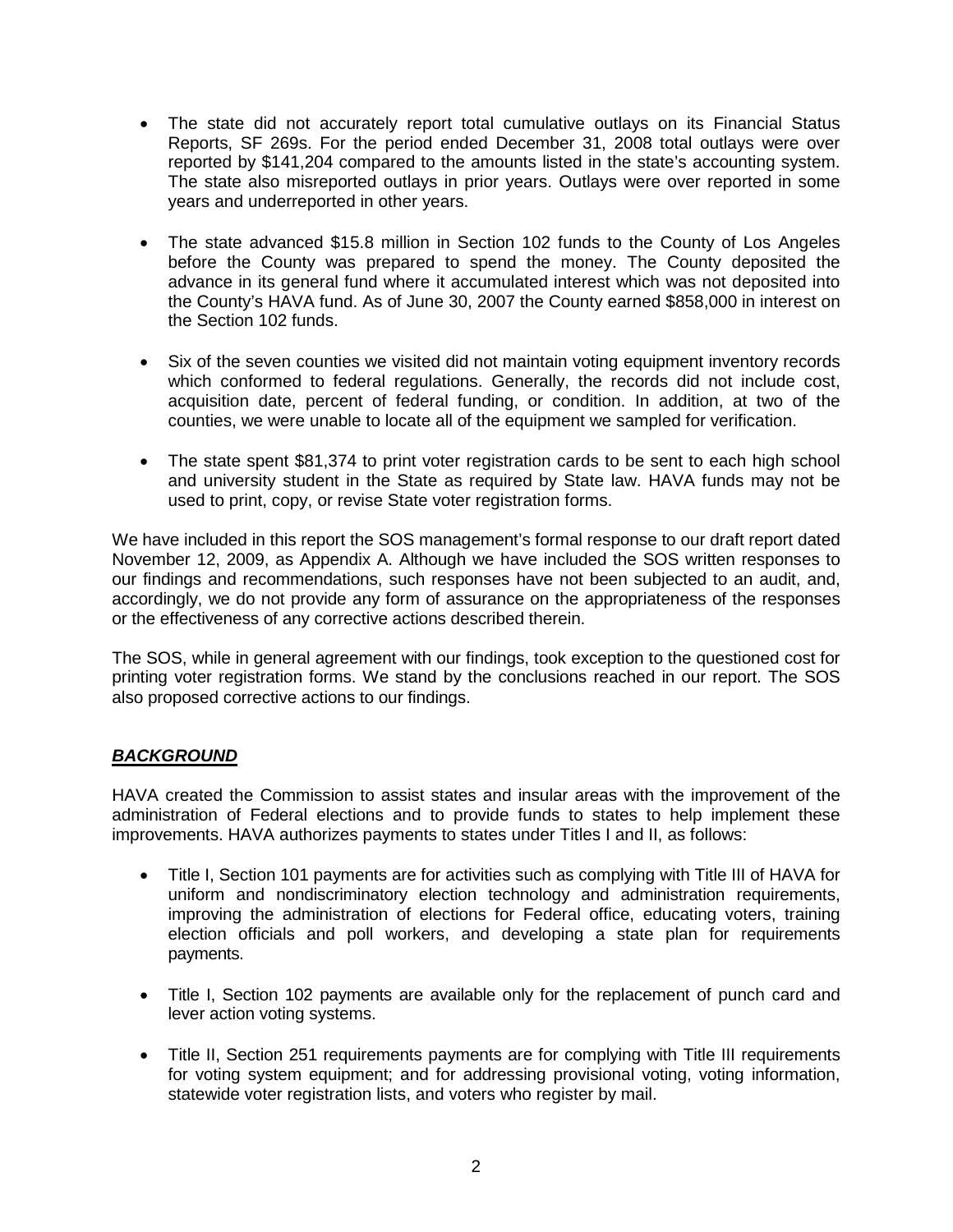- The state did not accurately report total cumulative outlays on its Financial Status Reports, SF 269s. For the period ended December 31, 2008 total outlays were over reported by $141,204 compared to the amounts listed in the state's accounting system. The state also misreported outlays in prior years. Outlays were over reported in some years and underreported in other years.

- The state advanced $15.8 million in Section 102 funds to the County of Los Angeles before the County was prepared to spend the money. The County deposited the advance in its general fund where it accumulated interest which was not deposited into the County's HAVA fund. As of June 30, 2007 the County earned $858,000 in interest on the Section 102 funds.

- Six of the seven counties we visited did not maintain voting equipment inventory records which conformed to federal regulations. Generally, the records did not include cost, acquisition date, percent of federal funding, or condition. In addition, at two of the counties, we were unable to locate all of the equipment we sampled for verification.

- The state spent $81,374 to print voter registration cards to be sent to each high school and university student in the State as required by State law. HAVA funds may not be used to print, copy, or revise State voter registration forms.

We have included in this report the SOS management's formal response to our draft report dated November 12, 2009, as Appendix A. Although we have included the SOS written responses to our findings and recommendations, such responses have not been subjected to an audit, and, accordingly, we do not provide any form of assurance on the appropriateness of the responses or the effectiveness of any corrective actions described therein.

The SOS, while in general agreement with our findings, took exception to the questioned cost for printing voter registration forms. We stand by the conclusions reached in our report. The SOS also proposed corrective actions to our findings.

## ***BACKGROUND***

HAVA created the Commission to assist states and insular areas with the improvement of the administration of Federal elections and to provide funds to states to help implement these improvements. HAVA authorizes payments to states under Titles I and II, as follows:

- Title I, Section 101 payments are for activities such as complying with Title III of HAVA for uniform and nondiscriminatory election technology and administration requirements, improving the administration of elections for Federal office, educating voters, training election officials and poll workers, and developing a state plan for requirements payments.

- Title I, Section 102 payments are available only for the replacement of punch card and lever action voting systems.

- Title II, Section 251 requirements payments are for complying with Title III requirements for voting system equipment; and for addressing provisional voting, voting information, statewide voter registration lists, and voters who register by mail.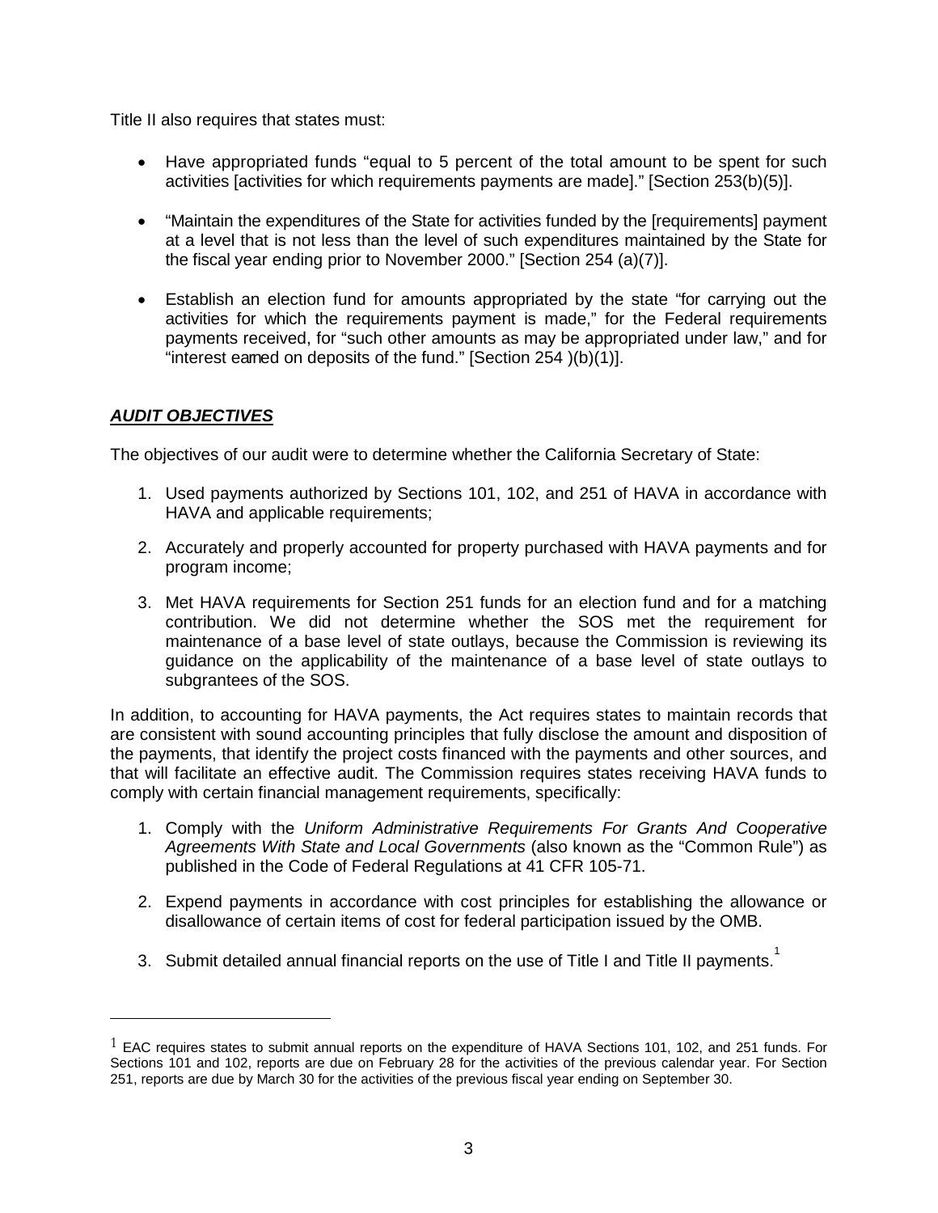Title II also requires that states must:

- Have appropriated funds "equal to 5 percent of the total amount to be spent for such activities [activities for which requirements payments are made]." [Section 253(b)(5)].

- "Maintain the expenditures of the State for activities funded by the [requirements] payment at a level that is not less than the level of such expenditures maintained by the State for the fiscal year ending prior to November 2000." [Section 254 (a)(7)].

- Establish an election fund for amounts appropriated by the state "for carrying out the activities for which the requirements payment is made," for the Federal requirements payments received, for "such other amounts as may be appropriated under law," and for "interest earned on deposits of the fund." [Section 254 )(b)(1)].

## ***AUDIT OBJECTIVES***

The objectives of our audit were to determine whether the California Secretary of State:

1. Used payments authorized by Sections 101, 102, and 251 of HAVA in accordance with HAVA and applicable requirements;

2. Accurately and properly accounted for property purchased with HAVA payments and for program income;

3. Met HAVA requirements for Section 251 funds for an election fund and for a matching contribution. We did not determine whether the SOS met the requirement for maintenance of a base level of state outlays, because the Commission is reviewing its guidance on the applicability of the maintenance of a base level of state outlays to subgrantees of the SOS.

In addition, to accounting for HAVA payments, the Act requires states to maintain records that are consistent with sound accounting principles that fully disclose the amount and disposition of the payments, that identify the project costs financed with the payments and other sources, and that will facilitate an effective audit. The Commission requires states receiving HAVA funds to comply with certain financial management requirements, specifically:

1. Comply with the *Uniform Administrative Requirements For Grants And Cooperative Agreements With State and Local Governments* (also known as the "Common Rule") as published in the Code of Federal Regulations at 41 CFR 105-71.

2. Expend payments in accordance with cost principles for establishing the allowance or disallowance of certain items of cost for federal participation issued by the OMB.

3. Submit detailed annual financial reports on the use of Title I and Title II payments.[1]

---

[1] EAC requires states to submit annual reports on the expenditure of HAVA Sections 101, 102, and 251 funds. For Sections 101 and 102, reports are due on February 28 for the activities of the previous calendar year. For Section 251, reports are due by March 30 for the activities of the previous fiscal year ending on September 30.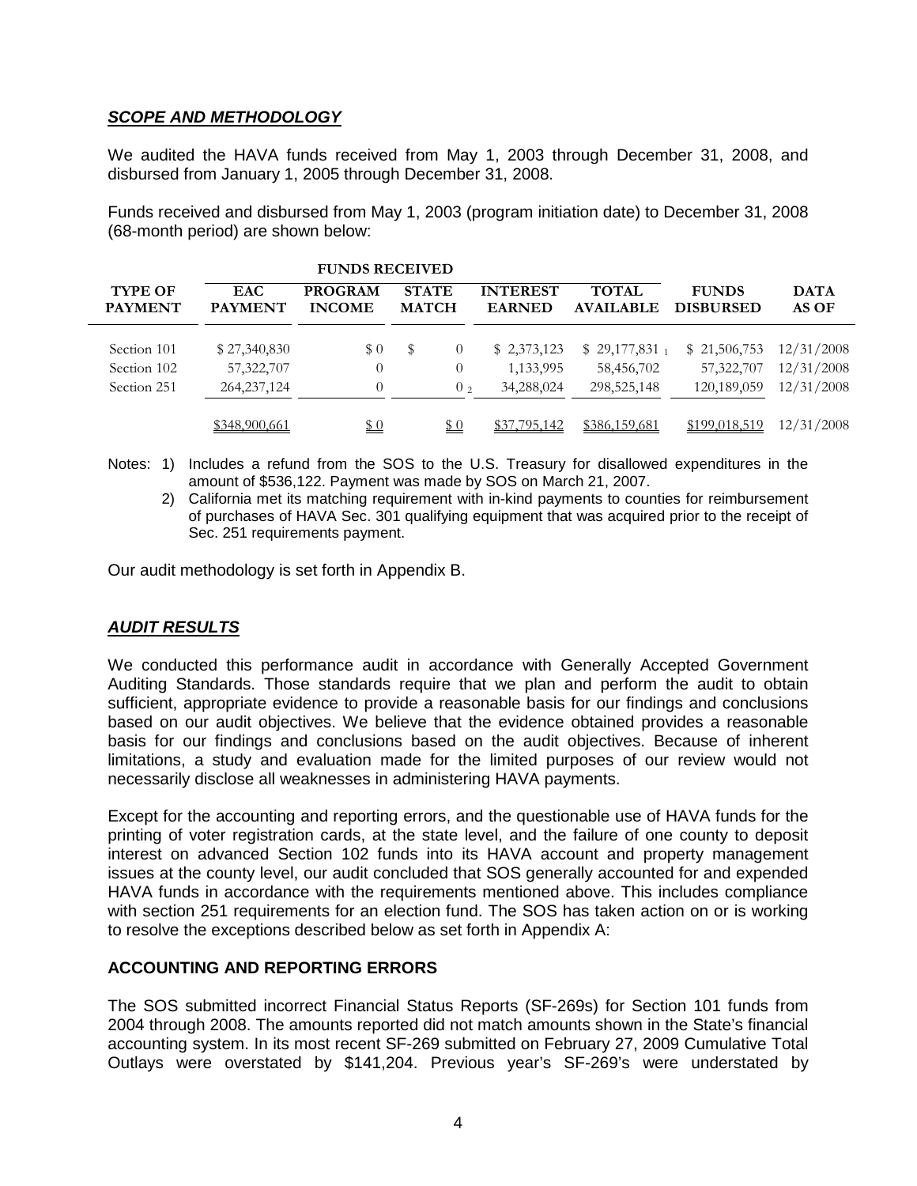## *SCOPE AND METHODOLOGY*

We audited the HAVA funds received from May 1, 2003 through December 31, 2008, and disbursed from January 1, 2005 through December 31, 2008.

Funds received and disbursed from May 1, 2003 (program initiation date) to December 31, 2008 (68-month period) are shown below:

| | FUNDS RECEIVED | | | | | | |
|---|---|---|---|---|---|---|---|
| **TYPE OF PAYMENT** | **EAC PAYMENT** | **PROGRAM INCOME** | **STATE MATCH** | **INTEREST EARNED** | **TOTAL AVAILABLE** | **FUNDS DISBURSED** | **DATA AS OF** |
| Section 101 | $ 27,340,830 | $ 0 | $ 0 | $ 2,373,123 | $ 29,177,831 [1] | $ 21,506,753 | 12/31/2008 |
| Section 102 | 57,322,707 | 0 | 0 | 1,133,995 | 58,456,702 | 57,322,707 | 12/31/2008 |
| Section 251 | 264,237,124 | 0 | 0 [2] | 34,288,024 | 298,525,148 | 120,189,059 | 12/31/2008 |
| | $348,900,661 | $ 0 | $ 0 | $37,795,142 | $386,159,681 | $199,018,519 | 12/31/2008 |

Notes: 1) Includes a refund from the SOS to the U.S. Treasury for disallowed expenditures in the amount of $536,122. Payment was made by SOS on March 21, 2007.

2) California met its matching requirement with in-kind payments to counties for reimbursement of purchases of HAVA Sec. 301 qualifying equipment that was acquired prior to the receipt of Sec. 251 requirements payment.

Our audit methodology is set forth in Appendix B.

## *AUDIT RESULTS*

We conducted this performance audit in accordance with Generally Accepted Government Auditing Standards. Those standards require that we plan and perform the audit to obtain sufficient, appropriate evidence to provide a reasonable basis for our findings and conclusions based on our audit objectives. We believe that the evidence obtained provides a reasonable basis for our findings and conclusions based on the audit objectives. Because of inherent limitations, a study and evaluation made for the limited purposes of our review would not necessarily disclose all weaknesses in administering HAVA payments.

Except for the accounting and reporting errors, and the questionable use of HAVA funds for the printing of voter registration cards, at the state level, and the failure of one county to deposit interest on advanced Section 102 funds into its HAVA account and property management issues at the county level, our audit concluded that SOS generally accounted for and expended HAVA funds in accordance with the requirements mentioned above. This includes compliance with section 251 requirements for an election fund. The SOS has taken action on or is working to resolve the exceptions described below as set forth in Appendix A:

### ACCOUNTING AND REPORTING ERRORS

The SOS submitted incorrect Financial Status Reports (SF-269s) for Section 101 funds from 2004 through 2008. The amounts reported did not match amounts shown in the State's financial accounting system. In its most recent SF-269 submitted on February 27, 2009 Cumulative Total Outlays were overstated by $141,204. Previous year's SF-269's were understated by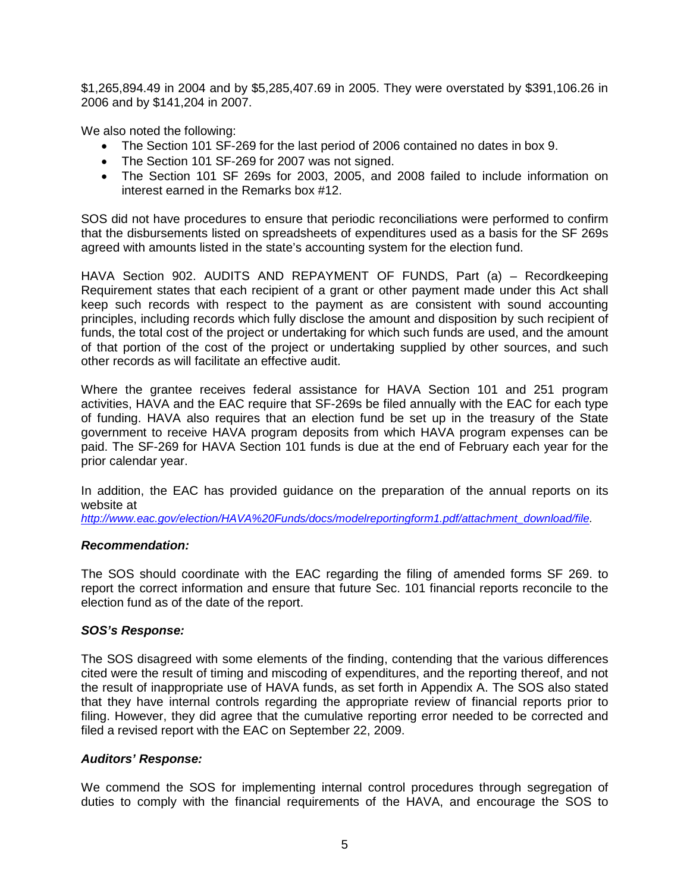$1,265,894.49 in 2004 and by $5,285,407.69 in 2005. They were overstated by $391,106.26 in 2006 and by $141,204 in 2007.

We also noted the following:

- The Section 101 SF-269 for the last period of 2006 contained no dates in box 9.
- The Section 101 SF-269 for 2007 was not signed.
- The Section 101 SF 269s for 2003, 2005, and 2008 failed to include information on interest earned in the Remarks box #12.

SOS did not have procedures to ensure that periodic reconciliations were performed to confirm that the disbursements listed on spreadsheets of expenditures used as a basis for the SF 269s agreed with amounts listed in the state's accounting system for the election fund.

HAVA Section 902. AUDITS AND REPAYMENT OF FUNDS, Part (a) – Recordkeeping Requirement states that each recipient of a grant or other payment made under this Act shall keep such records with respect to the payment as are consistent with sound accounting principles, including records which fully disclose the amount and disposition by such recipient of funds, the total cost of the project or undertaking for which such funds are used, and the amount of that portion of the cost of the project or undertaking supplied by other sources, and such other records as will facilitate an effective audit.

Where the grantee receives federal assistance for HAVA Section 101 and 251 program activities, HAVA and the EAC require that SF-269s be filed annually with the EAC for each type of funding. HAVA also requires that an election fund be set up in the treasury of the State government to receive HAVA program deposits from which HAVA program expenses can be paid. The SF-269 for HAVA Section 101 funds is due at the end of February each year for the prior calendar year.

In addition, the EAC has provided guidance on the preparation of the annual reports on its website at
*http://www.eac.gov/election/HAVA%20Funds/docs/modelreportingform1.pdf/attachment_download/file.*

***Recommendation:***

The SOS should coordinate with the EAC regarding the filing of amended forms SF 269. to report the correct information and ensure that future Sec. 101 financial reports reconcile to the election fund as of the date of the report.

***SOS's Response:***

The SOS disagreed with some elements of the finding, contending that the various differences cited were the result of timing and miscoding of expenditures, and the reporting thereof, and not the result of inappropriate use of HAVA funds, as set forth in Appendix A. The SOS also stated that they have internal controls regarding the appropriate review of financial reports prior to filing. However, they did agree that the cumulative reporting error needed to be corrected and filed a revised report with the EAC on September 22, 2009.

***Auditors' Response:***

We commend the SOS for implementing internal control procedures through segregation of duties to comply with the financial requirements of the HAVA, and encourage the SOS to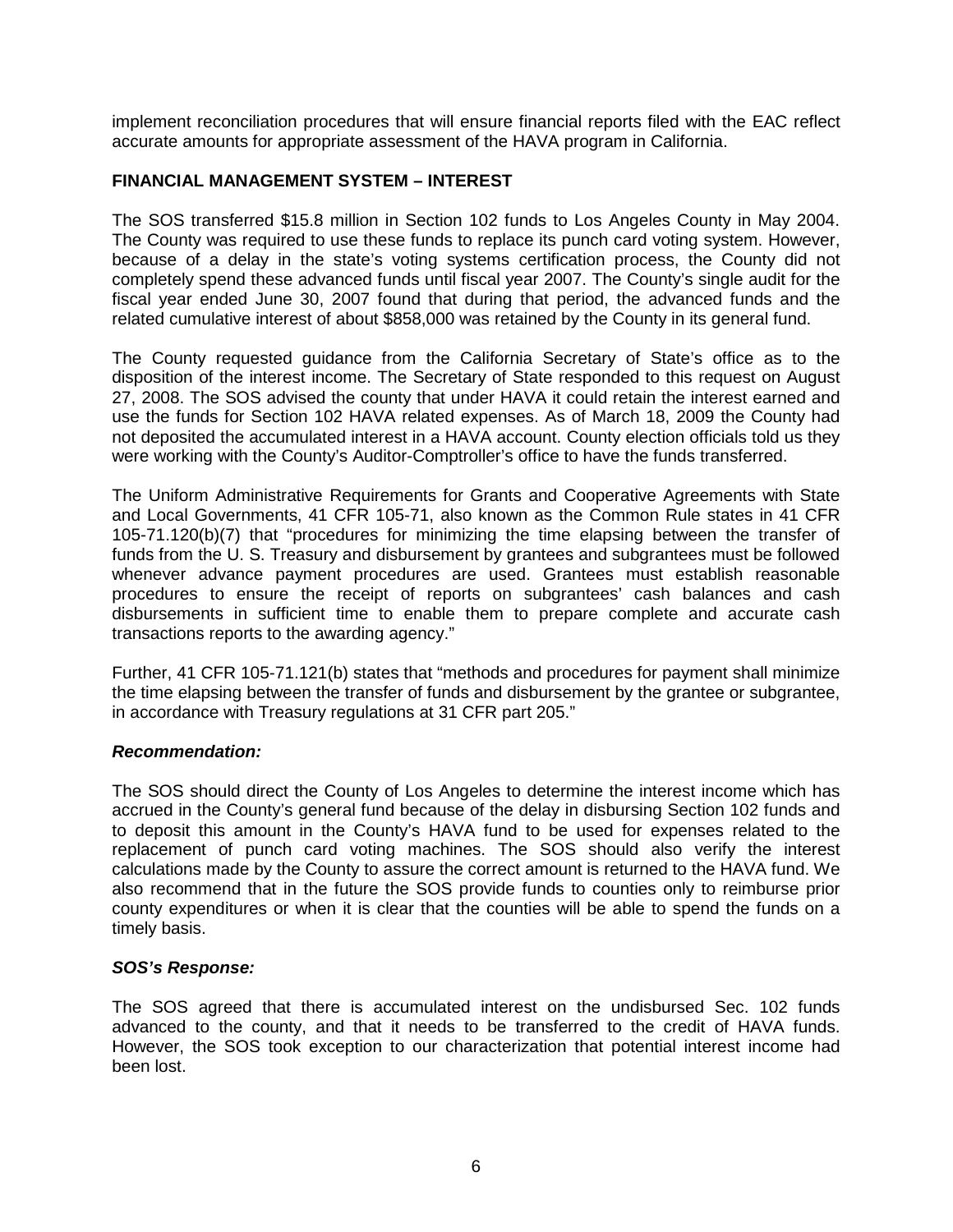implement reconciliation procedures that will ensure financial reports filed with the EAC reflect accurate amounts for appropriate assessment of the HAVA program in California.

**FINANCIAL MANAGEMENT SYSTEM – INTEREST**

The SOS transferred $15.8 million in Section 102 funds to Los Angeles County in May 2004. The County was required to use these funds to replace its punch card voting system. However, because of a delay in the state's voting systems certification process, the County did not completely spend these advanced funds until fiscal year 2007. The County's single audit for the fiscal year ended June 30, 2007 found that during that period, the advanced funds and the related cumulative interest of about $858,000 was retained by the County in its general fund.

The County requested guidance from the California Secretary of State's office as to the disposition of the interest income. The Secretary of State responded to this request on August 27, 2008. The SOS advised the county that under HAVA it could retain the interest earned and use the funds for Section 102 HAVA related expenses. As of March 18, 2009 the County had not deposited the accumulated interest in a HAVA account. County election officials told us they were working with the County's Auditor-Comptroller's office to have the funds transferred.

The Uniform Administrative Requirements for Grants and Cooperative Agreements with State and Local Governments, 41 CFR 105-71, also known as the Common Rule states in 41 CFR 105-71.120(b)(7) that "procedures for minimizing the time elapsing between the transfer of funds from the U. S. Treasury and disbursement by grantees and subgrantees must be followed whenever advance payment procedures are used. Grantees must establish reasonable procedures to ensure the receipt of reports on subgrantees' cash balances and cash disbursements in sufficient time to enable them to prepare complete and accurate cash transactions reports to the awarding agency."

Further, 41 CFR 105-71.121(b) states that "methods and procedures for payment shall minimize the time elapsing between the transfer of funds and disbursement by the grantee or subgrantee, in accordance with Treasury regulations at 31 CFR part 205."

***Recommendation:***

The SOS should direct the County of Los Angeles to determine the interest income which has accrued in the County's general fund because of the delay in disbursing Section 102 funds and to deposit this amount in the County's HAVA fund to be used for expenses related to the replacement of punch card voting machines. The SOS should also verify the interest calculations made by the County to assure the correct amount is returned to the HAVA fund. We also recommend that in the future the SOS provide funds to counties only to reimburse prior county expenditures or when it is clear that the counties will be able to spend the funds on a timely basis.

***SOS's Response:***

The SOS agreed that there is accumulated interest on the undisbursed Sec. 102 funds advanced to the county, and that it needs to be transferred to the credit of HAVA funds. However, the SOS took exception to our characterization that potential interest income had been lost.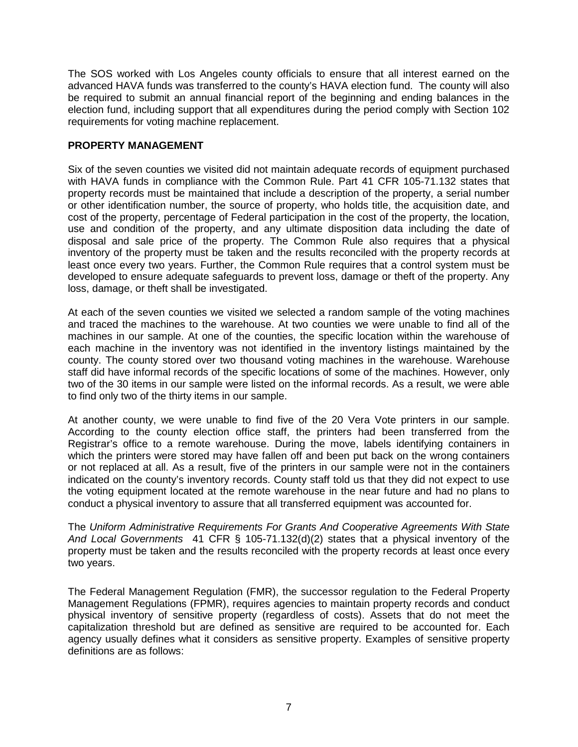The SOS worked with Los Angeles county officials to ensure that all interest earned on the advanced HAVA funds was transferred to the county's HAVA election fund. The county will also be required to submit an annual financial report of the beginning and ending balances in the election fund, including support that all expenditures during the period comply with Section 102 requirements for voting machine replacement.

**PROPERTY MANAGEMENT**

Six of the seven counties we visited did not maintain adequate records of equipment purchased with HAVA funds in compliance with the Common Rule. Part 41 CFR 105-71.132 states that property records must be maintained that include a description of the property, a serial number or other identification number, the source of property, who holds title, the acquisition date, and cost of the property, percentage of Federal participation in the cost of the property, the location, use and condition of the property, and any ultimate disposition data including the date of disposal and sale price of the property. The Common Rule also requires that a physical inventory of the property must be taken and the results reconciled with the property records at least once every two years. Further, the Common Rule requires that a control system must be developed to ensure adequate safeguards to prevent loss, damage or theft of the property. Any loss, damage, or theft shall be investigated.

At each of the seven counties we visited we selected a random sample of the voting machines and traced the machines to the warehouse. At two counties we were unable to find all of the machines in our sample. At one of the counties, the specific location within the warehouse of each machine in the inventory was not identified in the inventory listings maintained by the county. The county stored over two thousand voting machines in the warehouse. Warehouse staff did have informal records of the specific locations of some of the machines. However, only two of the 30 items in our sample were listed on the informal records. As a result, we were able to find only two of the thirty items in our sample.

At another county, we were unable to find five of the 20 Vera Vote printers in our sample. According to the county election office staff, the printers had been transferred from the Registrar's office to a remote warehouse. During the move, labels identifying containers in which the printers were stored may have fallen off and been put back on the wrong containers or not replaced at all. As a result, five of the printers in our sample were not in the containers indicated on the county's inventory records. County staff told us that they did not expect to use the voting equipment located at the remote warehouse in the near future and had no plans to conduct a physical inventory to assure that all transferred equipment was accounted for.

The *Uniform Administrative Requirements For Grants And Cooperative Agreements With State And Local Governments* 41 CFR § 105-71.132(d)(2) states that a physical inventory of the property must be taken and the results reconciled with the property records at least once every two years.

The Federal Management Regulation (FMR), the successor regulation to the Federal Property Management Regulations (FPMR), requires agencies to maintain property records and conduct physical inventory of sensitive property (regardless of costs). Assets that do not meet the capitalization threshold but are defined as sensitive are required to be accounted for. Each agency usually defines what it considers as sensitive property. Examples of sensitive property definitions are as follows: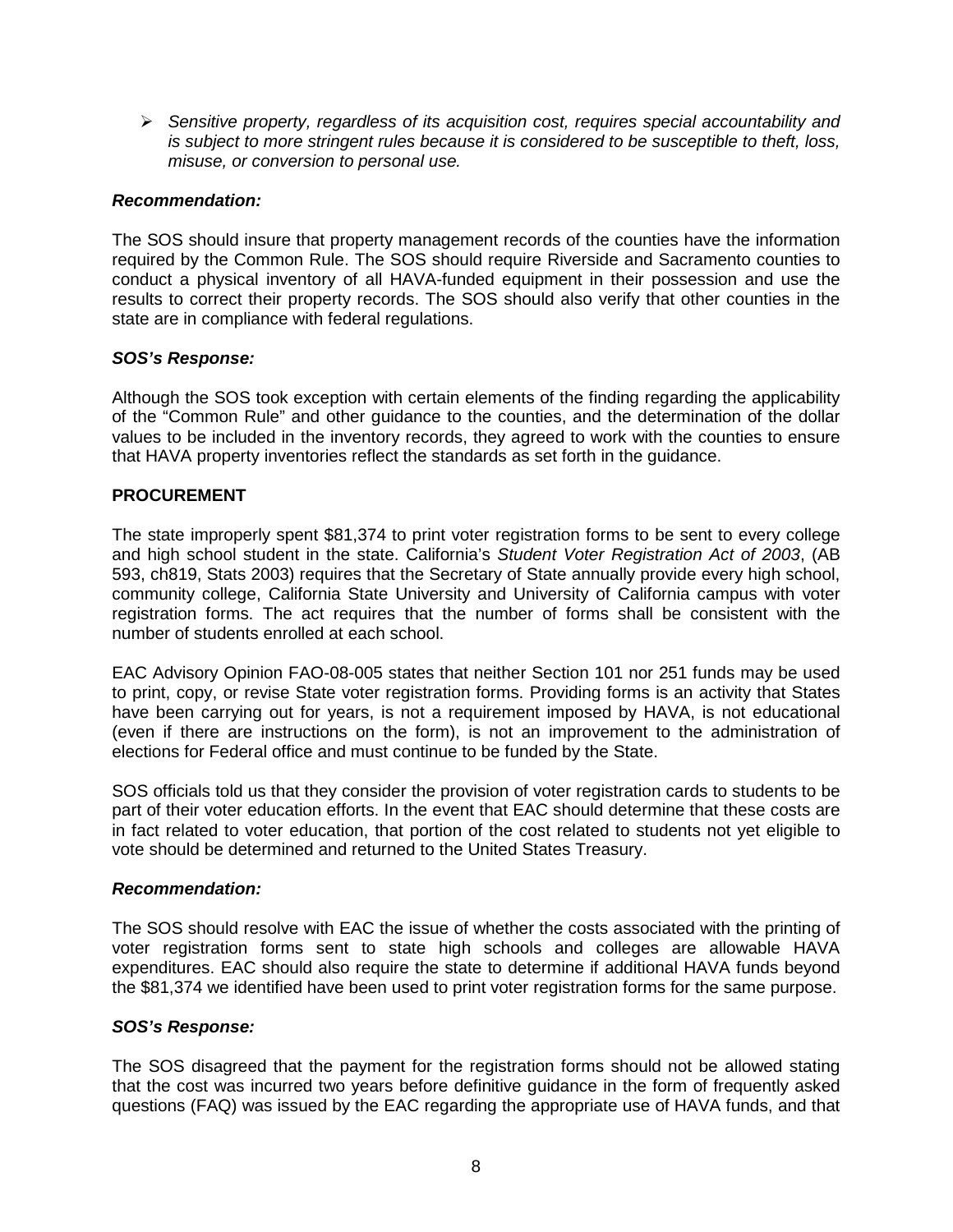- *Sensitive property, regardless of its acquisition cost, requires special accountability and is subject to more stringent rules because it is considered to be susceptible to theft, loss, misuse, or conversion to personal use.*

***Recommendation:***

The SOS should insure that property management records of the counties have the information required by the Common Rule. The SOS should require Riverside and Sacramento counties to conduct a physical inventory of all HAVA-funded equipment in their possession and use the results to correct their property records. The SOS should also verify that other counties in the state are in compliance with federal regulations.

***SOS's Response:***

Although the SOS took exception with certain elements of the finding regarding the applicability of the "Common Rule" and other guidance to the counties, and the determination of the dollar values to be included in the inventory records, they agreed to work with the counties to ensure that HAVA property inventories reflect the standards as set forth in the guidance.

**PROCUREMENT**

The state improperly spent $81,374 to print voter registration forms to be sent to every college and high school student in the state. California's *Student Voter Registration Act of 2003*, (AB 593, ch819, Stats 2003) requires that the Secretary of State annually provide every high school, community college, California State University and University of California campus with voter registration forms. The act requires that the number of forms shall be consistent with the number of students enrolled at each school.

EAC Advisory Opinion FAO-08-005 states that neither Section 101 nor 251 funds may be used to print, copy, or revise State voter registration forms. Providing forms is an activity that States have been carrying out for years, is not a requirement imposed by HAVA, is not educational (even if there are instructions on the form), is not an improvement to the administration of elections for Federal office and must continue to be funded by the State.

SOS officials told us that they consider the provision of voter registration cards to students to be part of their voter education efforts. In the event that EAC should determine that these costs are in fact related to voter education, that portion of the cost related to students not yet eligible to vote should be determined and returned to the United States Treasury.

***Recommendation:***

The SOS should resolve with EAC the issue of whether the costs associated with the printing of voter registration forms sent to state high schools and colleges are allowable HAVA expenditures. EAC should also require the state to determine if additional HAVA funds beyond the $81,374 we identified have been used to print voter registration forms for the same purpose.

***SOS's Response:***

The SOS disagreed that the payment for the registration forms should not be allowed stating that the cost was incurred two years before definitive guidance in the form of frequently asked questions (FAQ) was issued by the EAC regarding the appropriate use of HAVA funds, and that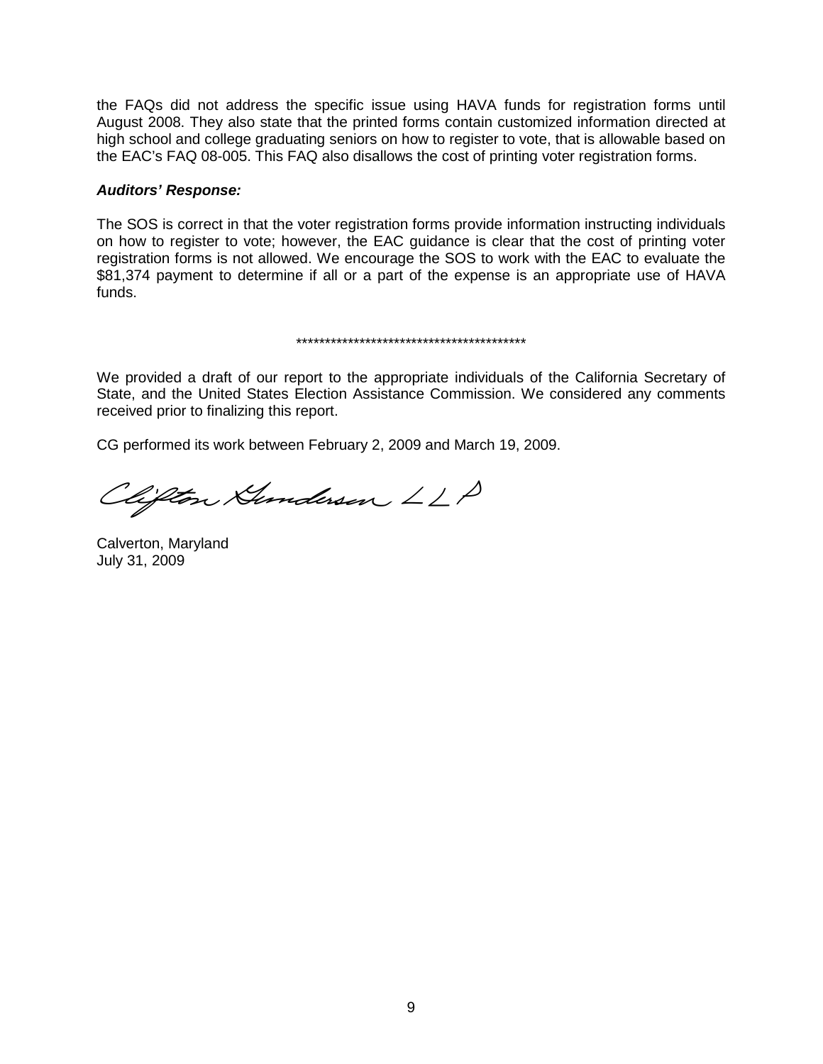the FAQs did not address the specific issue using HAVA funds for registration forms until August 2008. They also state that the printed forms contain customized information directed at high school and college graduating seniors on how to register to vote, that is allowable based on the EAC's FAQ 08-005. This FAQ also disallows the cost of printing voter registration forms.

***Auditors' Response:***

The SOS is correct in that the voter registration forms provide information instructing individuals on how to register to vote; however, the EAC guidance is clear that the cost of printing voter registration forms is not allowed. We encourage the SOS to work with the EAC to evaluate the $81,374 payment to determine if all or a part of the expense is an appropriate use of HAVA funds.

*****************************************

We provided a draft of our report to the appropriate individuals of the California Secretary of State, and the United States Election Assistance Commission. We considered any comments received prior to finalizing this report.

CG performed its work between February 2, 2009 and March 19, 2009.

Clifton Gunderson LLP

Calverton, Maryland
July 31, 2009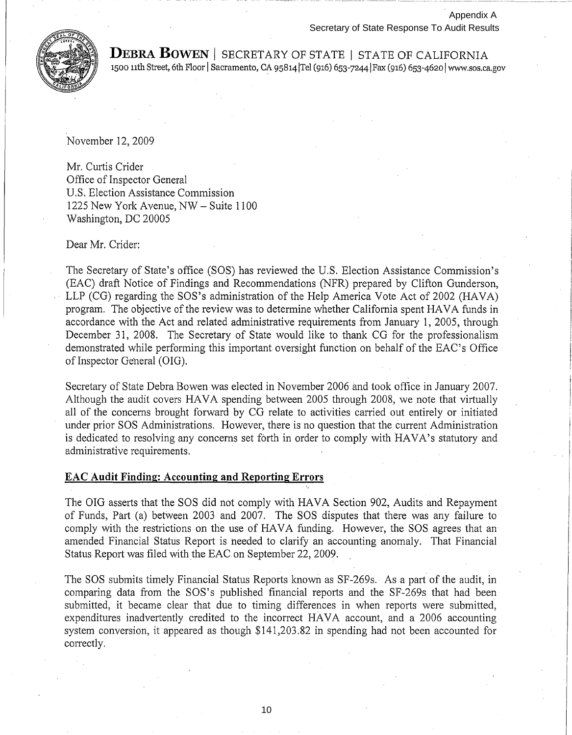Appendix A
Secretary of State Response To Audit Results

**DEBRA BOWEN** | SECRETARY OF STATE | STATE OF CALIFORNIA
1500 11th Street, 6th Floor | Sacramento, CA 95814 | Tel (916) 653-7244 | Fax (916) 653-4620 | www.sos.ca.gov

November 12, 2009

Mr. Curtis Crider
Office of Inspector General
U.S. Election Assistance Commission
1225 New York Avenue, NW – Suite 1100
Washington, DC 20005

Dear Mr. Crider:

The Secretary of State's office (SOS) has reviewed the U.S. Election Assistance Commission's (EAC) draft Notice of Findings and Recommendations (NFR) prepared by Clifton Gunderson, LLP (CG) regarding the SOS's administration of the Help America Vote Act of 2002 (HAVA) program. The objective of the review was to determine whether California spent HAVA funds in accordance with the Act and related administrative requirements from January 1, 2005, through December 31, 2008. The Secretary of State would like to thank CG for the professionalism demonstrated while performing this important oversight function on behalf of the EAC's Office of Inspector General (OIG).

Secretary of State Debra Bowen was elected in November 2006 and took office in January 2007. Although the audit covers HAVA spending between 2005 through 2008, we note that virtually all of the concerns brought forward by CG relate to activities carried out entirely or initiated under prior SOS Administrations. However, there is no question that the current Administration is dedicated to resolving any concerns set forth in order to comply with HAVA's statutory and administrative requirements.

**EAC Audit Finding: Accounting and Reporting Errors**

The OIG asserts that the SOS did not comply with HAVA Section 902, Audits and Repayment of Funds, Part (a) between 2003 and 2007. The SOS disputes that there was any failure to comply with the restrictions on the use of HAVA funding. However, the SOS agrees that an amended Financial Status Report is needed to clarify an accounting anomaly. That Financial Status Report was filed with the EAC on September 22, 2009.

The SOS submits timely Financial Status Reports known as SF-269s. As a part of the audit, in comparing data from the SOS's published financial reports and the SF-269s that had been submitted, it became clear that due to timing differences in when reports were submitted, expenditures inadvertently credited to the incorrect HAVA account, and a 2006 accounting system conversion, it appeared as though $141,203.82 in spending had not been accounted for correctly.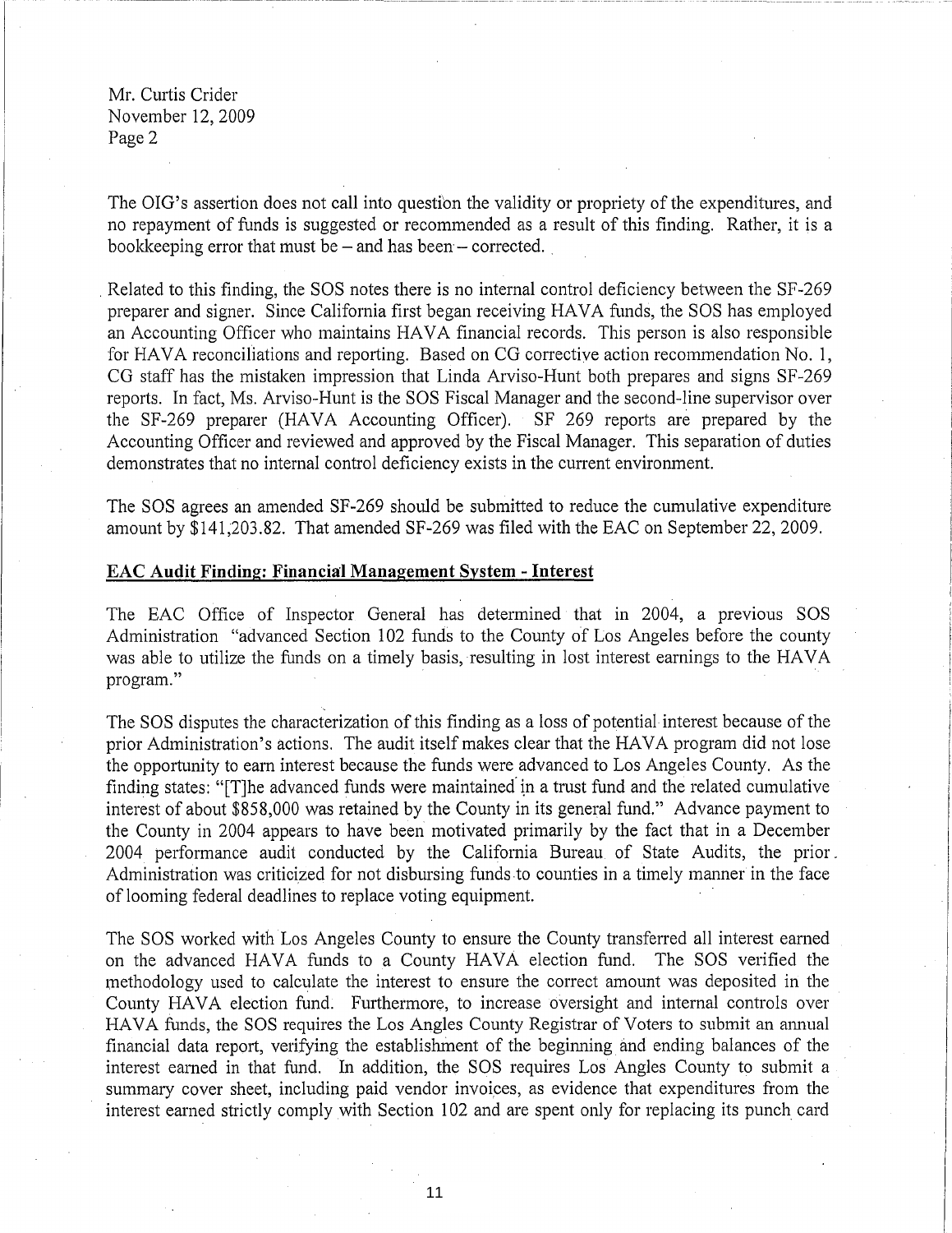Mr. Curtis Crider
November 12, 2009
Page 2

The OIG's assertion does not call into question the validity or propriety of the expenditures, and no repayment of funds is suggested or recommended as a result of this finding. Rather, it is a bookkeeping error that must be – and has been – corrected.

Related to this finding, the SOS notes there is no internal control deficiency between the SF-269 preparer and signer. Since California first began receiving HAVA funds, the SOS has employed an Accounting Officer who maintains HAVA financial records. This person is also responsible for HAVA reconciliations and reporting. Based on CG corrective action recommendation No. 1, CG staff has the mistaken impression that Linda Arviso-Hunt both prepares and signs SF-269 reports. In fact, Ms. Arviso-Hunt is the SOS Fiscal Manager and the second-line supervisor over the SF-269 preparer (HAVA Accounting Officer). SF 269 reports are prepared by the Accounting Officer and reviewed and approved by the Fiscal Manager. This separation of duties demonstrates that no internal control deficiency exists in the current environment.

The SOS agrees an amended SF-269 should be submitted to reduce the cumulative expenditure amount by $141,203.82. That amended SF-269 was filed with the EAC on September 22, 2009.

**EAC Audit Finding: Financial Management System - Interest**

The EAC Office of Inspector General has determined that in 2004, a previous SOS Administration "advanced Section 102 funds to the County of Los Angeles before the county was able to utilize the funds on a timely basis, resulting in lost interest earnings to the HAVA program."

The SOS disputes the characterization of this finding as a loss of potential interest because of the prior Administration's actions. The audit itself makes clear that the HAVA program did not lose the opportunity to earn interest because the funds were advanced to Los Angeles County. As the finding states: "[T]he advanced funds were maintained in a trust fund and the related cumulative interest of about $858,000 was retained by the County in its general fund." Advance payment to the County in 2004 appears to have been motivated primarily by the fact that in a December 2004 performance audit conducted by the California Bureau of State Audits, the prior Administration was criticized for not disbursing funds to counties in a timely manner in the face of looming federal deadlines to replace voting equipment.

The SOS worked with Los Angeles County to ensure the County transferred all interest earned on the advanced HAVA funds to a County HAVA election fund. The SOS verified the methodology used to calculate the interest to ensure the correct amount was deposited in the County HAVA election fund. Furthermore, to increase oversight and internal controls over HAVA funds, the SOS requires the Los Angles County Registrar of Voters to submit an annual financial data report, verifying the establishment of the beginning and ending balances of the interest earned in that fund. In addition, the SOS requires Los Angles County to submit a summary cover sheet, including paid vendor invoices, as evidence that expenditures from the interest earned strictly comply with Section 102 and are spent only for replacing its punch card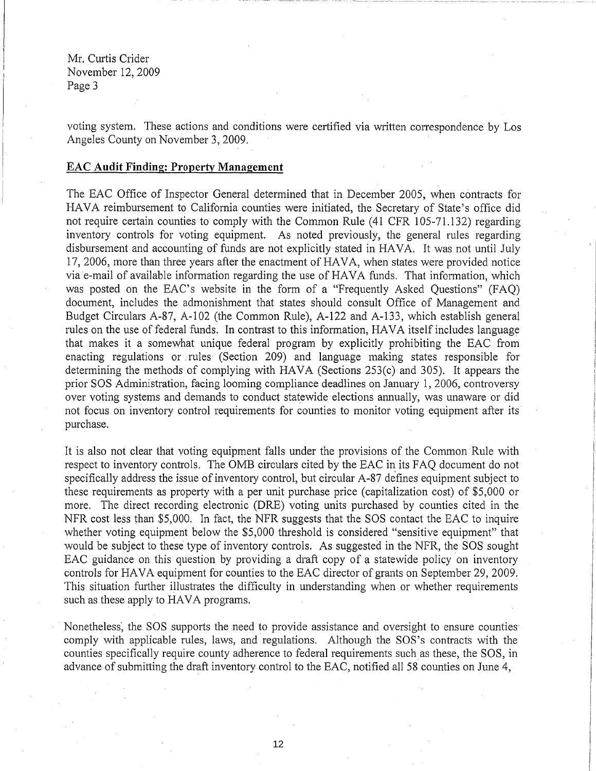Mr. Curtis Crider
November 12, 2009
Page 3

voting system. These actions and conditions were certified via written correspondence by Los Angeles County on November 3, 2009.

**EAC Audit Finding: Property Management**

The EAC Office of Inspector General determined that in December 2005, when contracts for HAVA reimbursement to California counties were initiated, the Secretary of State's office did not require certain counties to comply with the Common Rule (41 CFR 105-71.132) regarding inventory controls for voting equipment. As noted previously, the general rules regarding disbursement and accounting of funds are not explicitly stated in HAVA. It was not until July 17, 2006, more than three years after the enactment of HAVA, when states were provided notice via e-mail of available information regarding the use of HAVA funds. That information, which was posted on the EAC's website in the form of a "Frequently Asked Questions" (FAQ) document, includes the admonishment that states should consult Office of Management and Budget Circulars A-87, A-102 (the Common Rule), A-122 and A-133, which establish general rules on the use of federal funds. In contrast to this information, HAVA itself includes language that makes it a somewhat unique federal program by explicitly prohibiting the EAC from enacting regulations or rules (Section 209) and language making states responsible for determining the methods of complying with HAVA (Sections 253(c) and 305). It appears the prior SOS Administration, facing looming compliance deadlines on January 1, 2006, controversy over voting systems and demands to conduct statewide elections annually, was unaware or did not focus on inventory control requirements for counties to monitor voting equipment after its purchase.

It is also not clear that voting equipment falls under the provisions of the Common Rule with respect to inventory controls. The OMB circulars cited by the EAC in its FAQ document do not specifically address the issue of inventory control, but circular A-87 defines equipment subject to these requirements as property with a per unit purchase price (capitalization cost) of $5,000 or more. The direct recording electronic (DRE) voting units purchased by counties cited in the NFR cost less than $5,000. In fact, the NFR suggests that the SOS contact the EAC to inquire whether voting equipment below the $5,000 threshold is considered "sensitive equipment" that would be subject to these type of inventory controls. As suggested in the NFR, the SOS sought EAC guidance on this question by providing a draft copy of a statewide policy on inventory controls for HAVA equipment for counties to the EAC director of grants on September 29, 2009. This situation further illustrates the difficulty in understanding when or whether requirements such as these apply to HAVA programs.

Nonetheless, the SOS supports the need to provide assistance and oversight to ensure counties comply with applicable rules, laws, and regulations. Although the SOS's contracts with the counties specifically require county adherence to federal requirements such as these, the SOS, in advance of submitting the draft inventory control to the EAC, notified all 58 counties on June 4,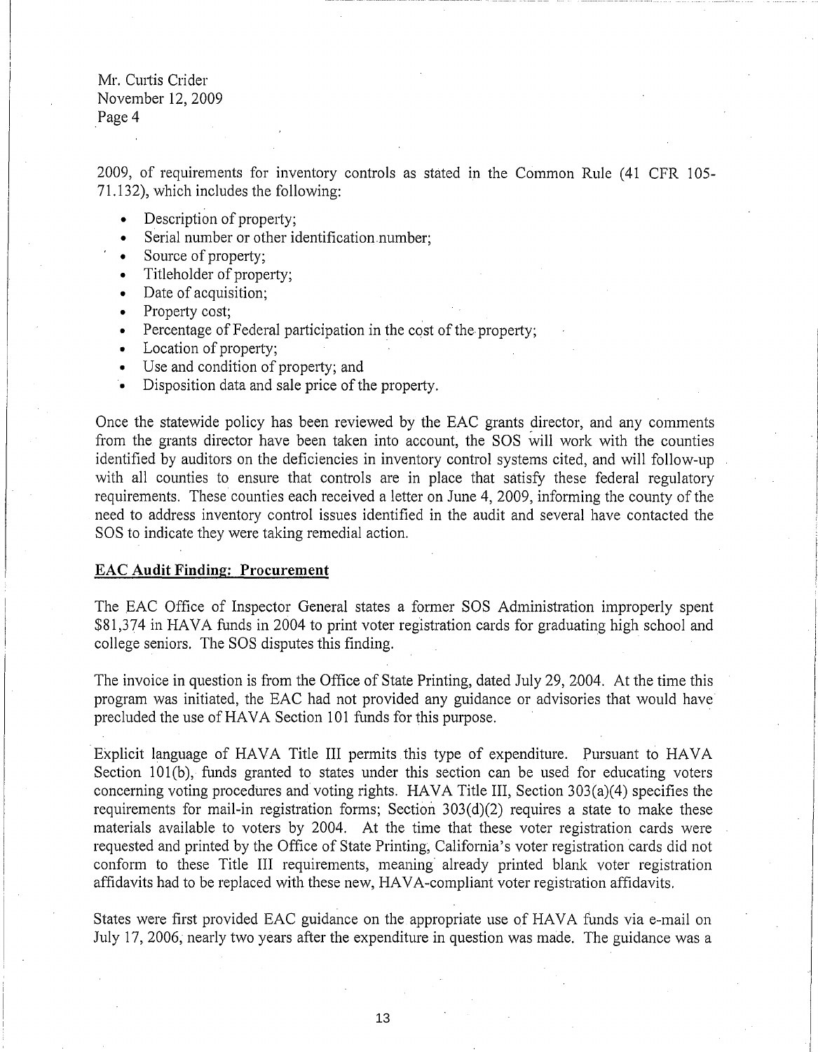2009, of requirements for inventory controls as stated in the Common Rule (41 CFR 105-71.132), which includes the following:

- Description of property;
- Serial number or other identification number;
- Source of property;
- Titleholder of property;
- Date of acquisition;
- Property cost;
- Percentage of Federal participation in the cost of the property;
- Location of property;
- Use and condition of property; and
- Disposition data and sale price of the property.

Once the statewide policy has been reviewed by the EAC grants director, and any comments from the grants director have been taken into account, the SOS will work with the counties identified by auditors on the deficiencies in inventory control systems cited, and will follow-up with all counties to ensure that controls are in place that satisfy these federal regulatory requirements. These counties each received a letter on June 4, 2009, informing the county of the need to address inventory control issues identified in the audit and several have contacted the SOS to indicate they were taking remedial action.

**EAC Audit Finding: Procurement**

The EAC Office of Inspector General states a former SOS Administration improperly spent $81,374 in HAVA funds in 2004 to print voter registration cards for graduating high school and college seniors. The SOS disputes this finding.

The invoice in question is from the Office of State Printing, dated July 29, 2004. At the time this program was initiated, the EAC had not provided any guidance or advisories that would have precluded the use of HAVA Section 101 funds for this purpose.

Explicit language of HAVA Title III permits this type of expenditure. Pursuant to HAVA Section 101(b), funds granted to states under this section can be used for educating voters concerning voting procedures and voting rights. HAVA Title III, Section 303(a)(4) specifies the requirements for mail-in registration forms; Section 303(d)(2) requires a state to make these materials available to voters by 2004. At the time that these voter registration cards were requested and printed by the Office of State Printing, California's voter registration cards did not conform to these Title III requirements, meaning already printed blank voter registration affidavits had to be replaced with these new, HAVA-compliant voter registration affidavits.

States were first provided EAC guidance on the appropriate use of HAVA funds via e-mail on July 17, 2006, nearly two years after the expenditure in question was made. The guidance was a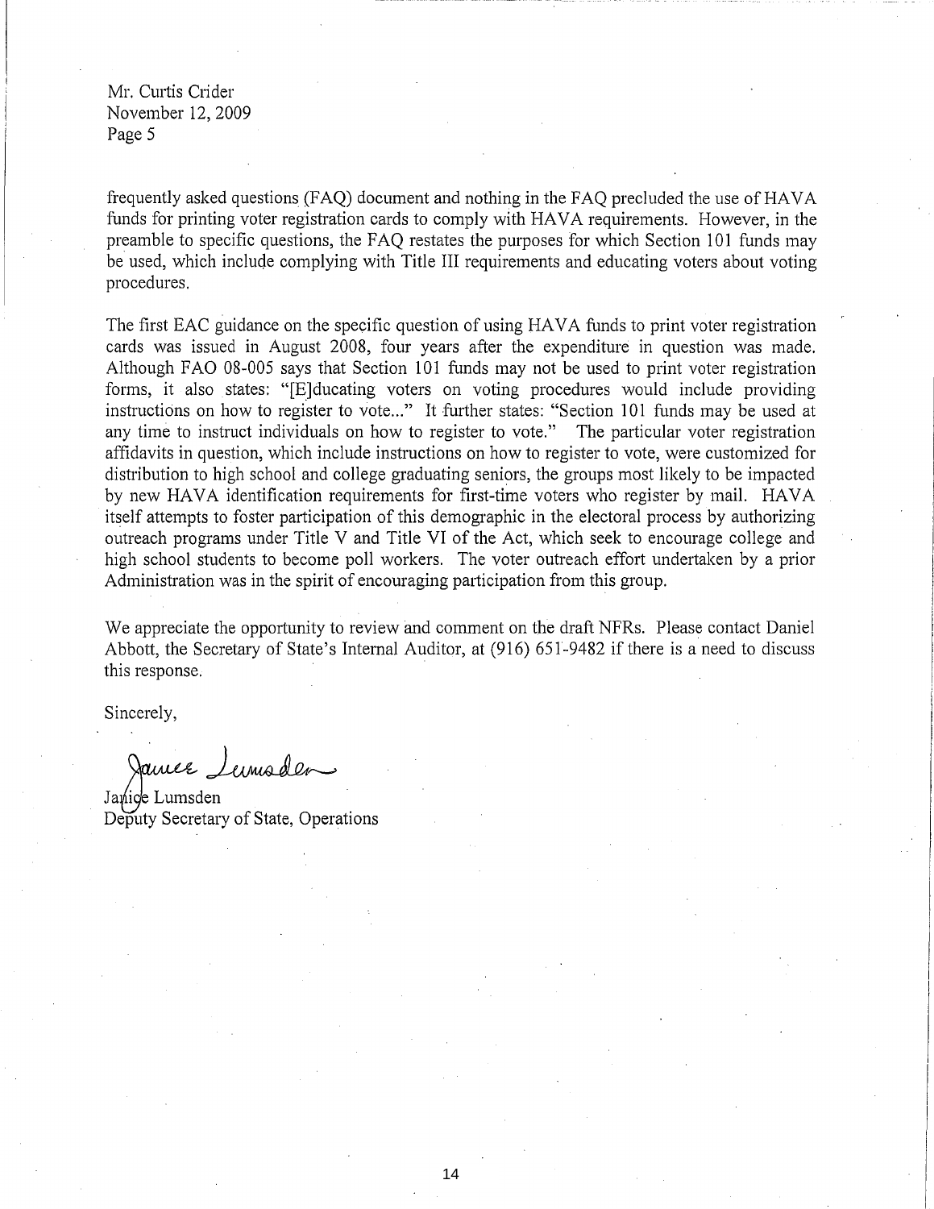Mr. Curtis Crider
November 12, 2009
Page 5

frequently asked questions (FAQ) document and nothing in the FAQ precluded the use of HAVA funds for printing voter registration cards to comply with HAVA requirements. However, in the preamble to specific questions, the FAQ restates the purposes for which Section 101 funds may be used, which include complying with Title III requirements and educating voters about voting procedures.

The first EAC guidance on the specific question of using HAVA funds to print voter registration cards was issued in August 2008, four years after the expenditure in question was made. Although FAO 08-005 says that Section 101 funds may not be used to print voter registration forms, it also states: "[E]ducating voters on voting procedures would include providing instructions on how to register to vote..." It further states: "Section 101 funds may be used at any time to instruct individuals on how to register to vote." The particular voter registration affidavits in question, which include instructions on how to register to vote, were customized for distribution to high school and college graduating seniors, the groups most likely to be impacted by new HAVA identification requirements for first-time voters who register by mail. HAVA itself attempts to foster participation of this demographic in the electoral process by authorizing outreach programs under Title V and Title VI of the Act, which seek to encourage college and high school students to become poll workers. The voter outreach effort undertaken by a prior Administration was in the spirit of encouraging participation from this group.

We appreciate the opportunity to review and comment on the draft NFRs. Please contact Daniel Abbott, the Secretary of State's Internal Auditor, at (916) 651-9482 if there is a need to discuss this response.

Sincerely,

Janice Lumsden

Janice Lumsden
Deputy Secretary of State, Operations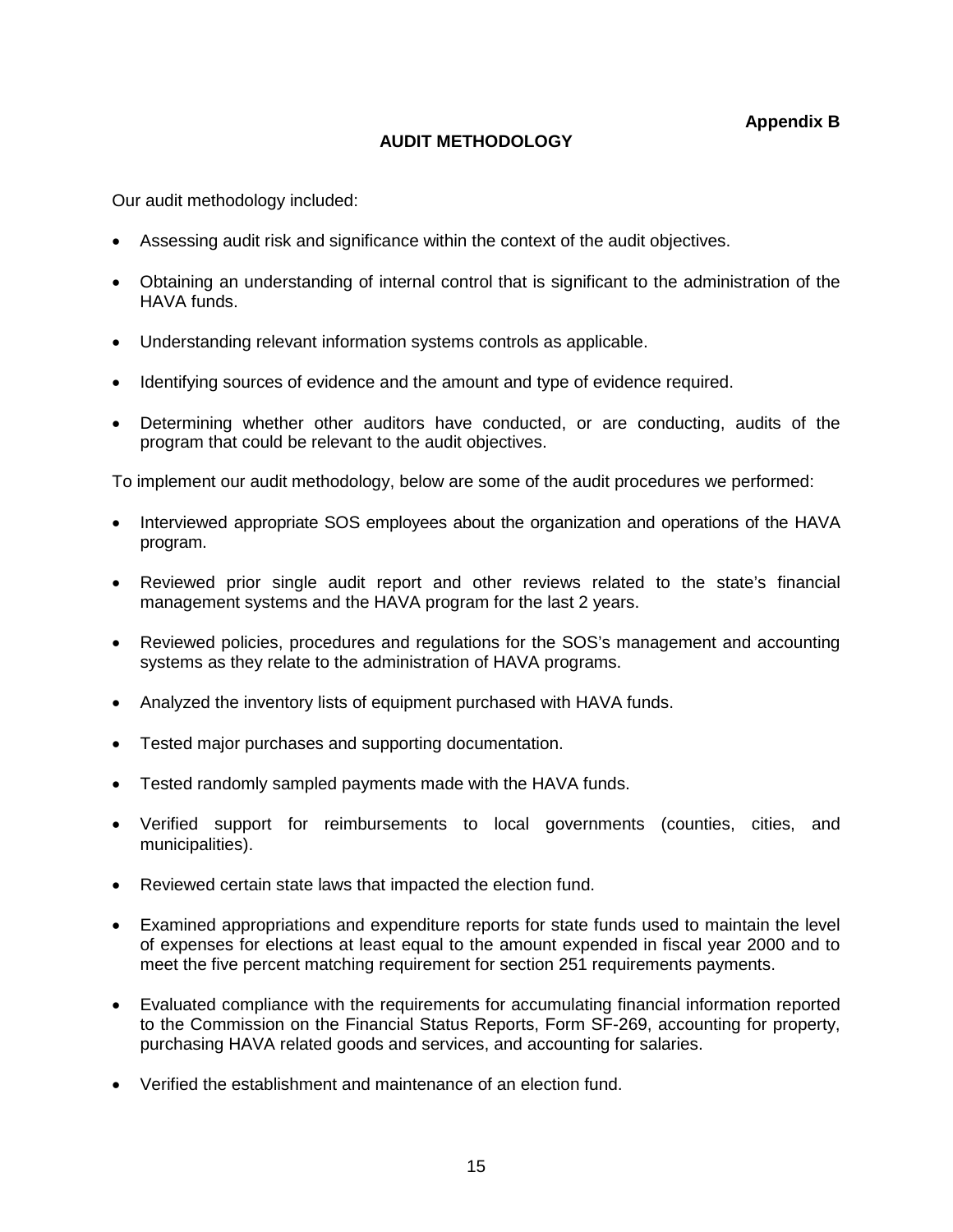**Appendix B**

## AUDIT METHODOLOGY

Our audit methodology included:

- Assessing audit risk and significance within the context of the audit objectives.
- Obtaining an understanding of internal control that is significant to the administration of the HAVA funds.
- Understanding relevant information systems controls as applicable.
- Identifying sources of evidence and the amount and type of evidence required.
- Determining whether other auditors have conducted, or are conducting, audits of the program that could be relevant to the audit objectives.

To implement our audit methodology, below are some of the audit procedures we performed:

- Interviewed appropriate SOS employees about the organization and operations of the HAVA program.
- Reviewed prior single audit report and other reviews related to the state's financial management systems and the HAVA program for the last 2 years.
- Reviewed policies, procedures and regulations for the SOS's management and accounting systems as they relate to the administration of HAVA programs.
- Analyzed the inventory lists of equipment purchased with HAVA funds.
- Tested major purchases and supporting documentation.
- Tested randomly sampled payments made with the HAVA funds.
- Verified support for reimbursements to local governments (counties, cities, and municipalities).
- Reviewed certain state laws that impacted the election fund.
- Examined appropriations and expenditure reports for state funds used to maintain the level of expenses for elections at least equal to the amount expended in fiscal year 2000 and to meet the five percent matching requirement for section 251 requirements payments.
- Evaluated compliance with the requirements for accumulating financial information reported to the Commission on the Financial Status Reports, Form SF-269, accounting for property, purchasing HAVA related goods and services, and accounting for salaries.
- Verified the establishment and maintenance of an election fund.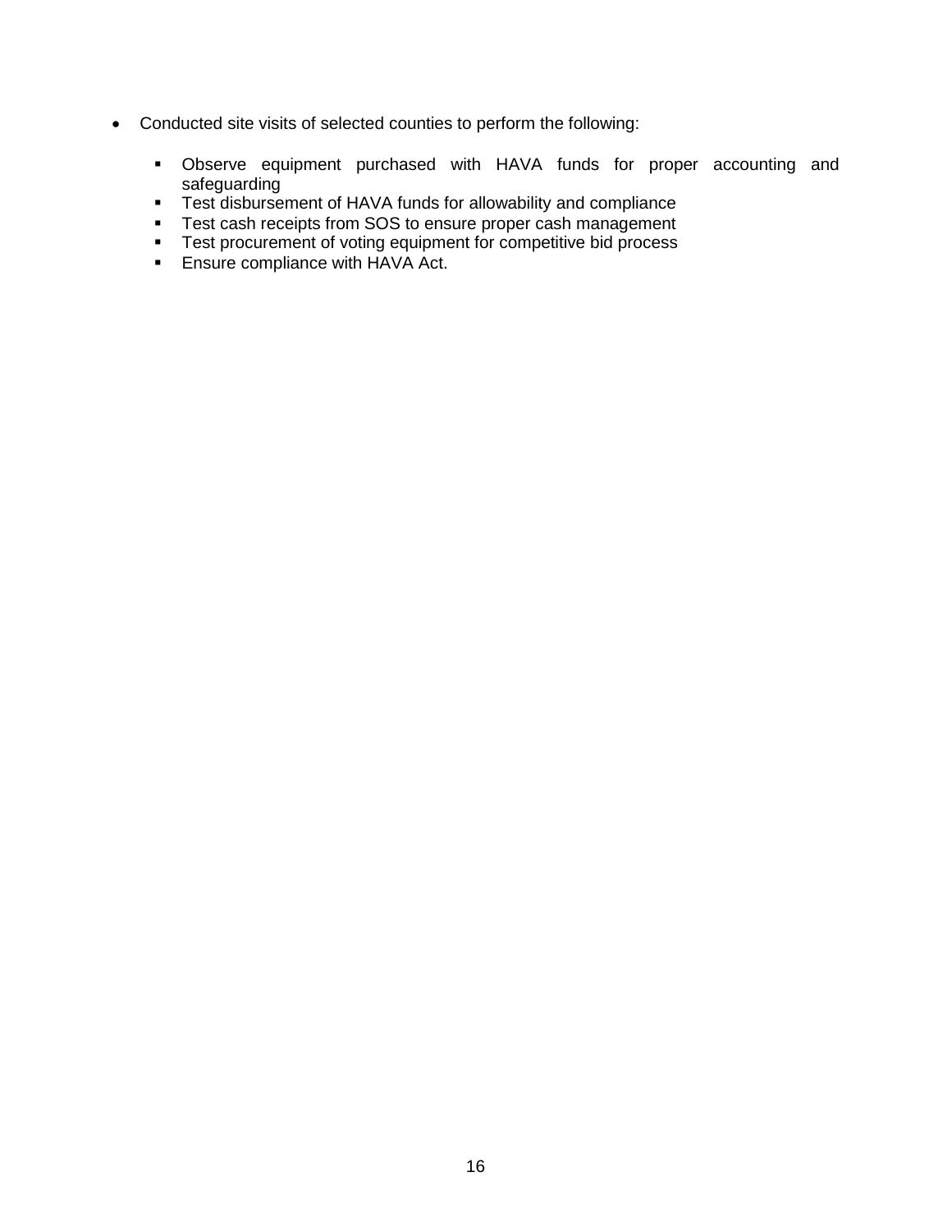- Conducted site visits of selected counties to perform the following:

  - Observe equipment purchased with HAVA funds for proper accounting and safeguarding
  - Test disbursement of HAVA funds for allowability and compliance
  - Test cash receipts from SOS to ensure proper cash management
  - Test procurement of voting equipment for competitive bid process
  - Ensure compliance with HAVA Act.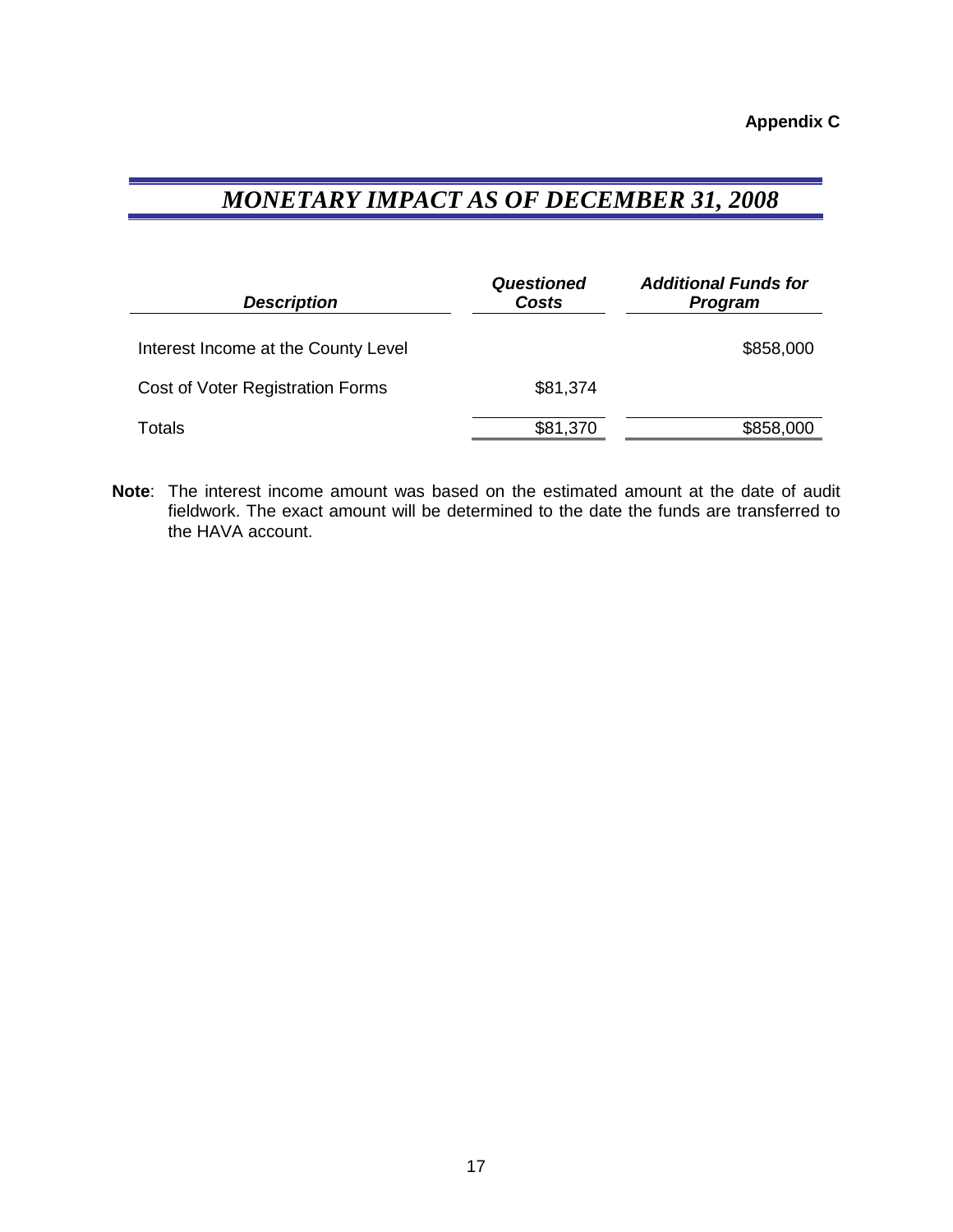**Appendix C**

# *MONETARY IMPACT AS OF DECEMBER 31, 2008*

| ***Description*** | ***Questioned Costs*** | ***Additional Funds for Program*** |
|---|---|---|
| Interest Income at the County Level | | $858,000 |
| Cost of Voter Registration Forms | $81,374 | |
| Totals | $81,370 | $858,000 |

**Note**: The interest income amount was based on the estimated amount at the date of audit fieldwork. The exact amount will be determined to the date the funds are transferred to the HAVA account.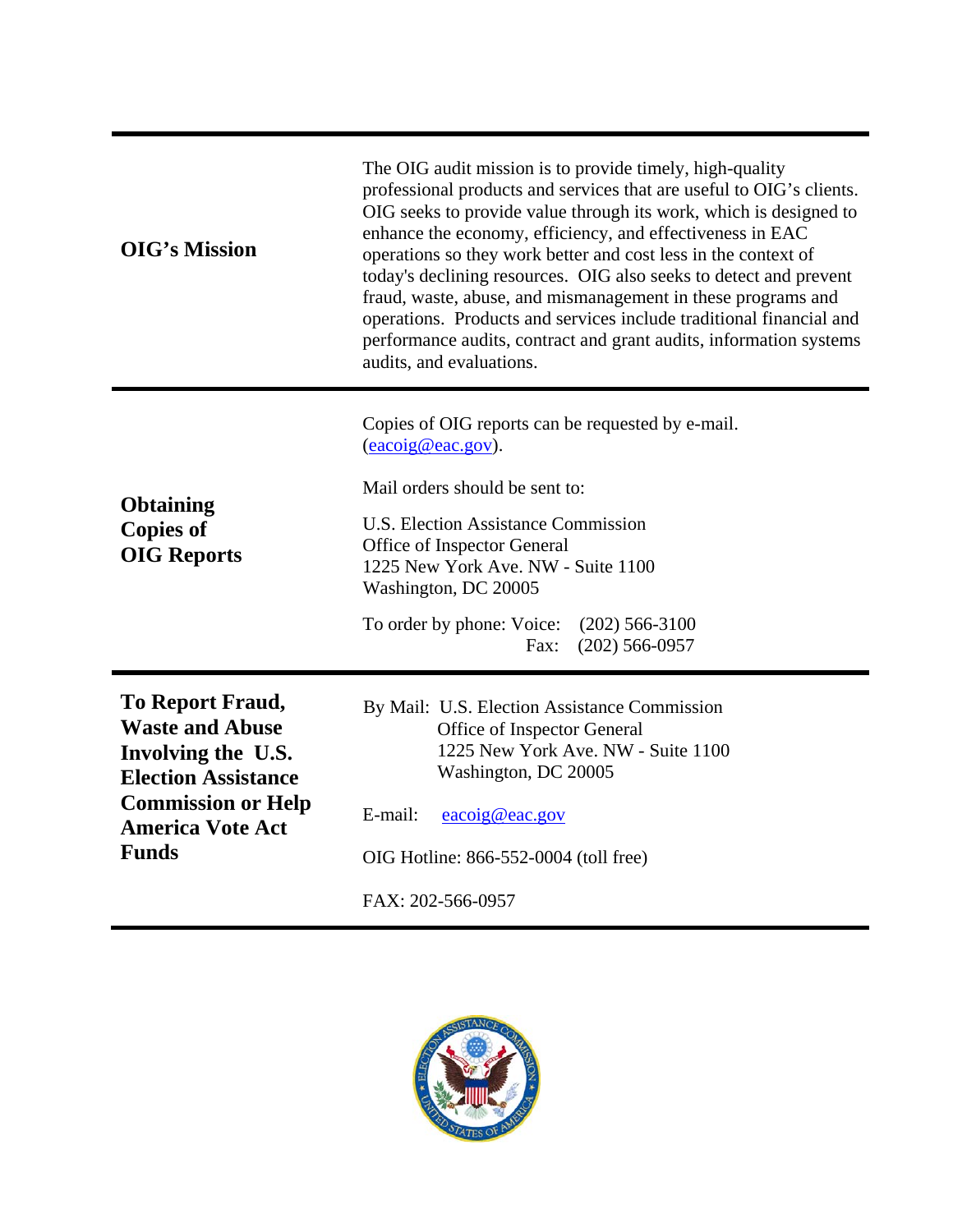| | |
|---|---|
| **OIG's Mission** | The OIG audit mission is to provide timely, high-quality professional products and services that are useful to OIG's clients. OIG seeks to provide value through its work, which is designed to enhance the economy, efficiency, and effectiveness in EAC operations so they work better and cost less in the context of today's declining resources. OIG also seeks to detect and prevent fraud, waste, abuse, and mismanagement in these programs and operations. Products and services include traditional financial and performance audits, contract and grant audits, information systems audits, and evaluations. |
| **Obtaining Copies of OIG Reports** | Copies of OIG reports can be requested by e-mail. (eacoig@eac.gov).<br><br>Mail orders should be sent to:<br><br>U.S. Election Assistance Commission<br>Office of Inspector General<br>1225 New York Ave. NW - Suite 1100<br>Washington, DC 20005<br><br>To order by phone: Voice: (202) 566-3100<br>Fax: (202) 566-0957 |
| **To Report Fraud, Waste and Abuse Involving the U.S. Election Assistance Commission or Help America Vote Act Funds** | By Mail: U.S. Election Assistance Commission<br>Office of Inspector General<br>1225 New York Ave. NW - Suite 1100<br>Washington, DC 20005<br><br>E-mail: eacoig@eac.gov<br><br>OIG Hotline: 866-552-0004 (toll free)<br><br>FAX: 202-566-0957 |